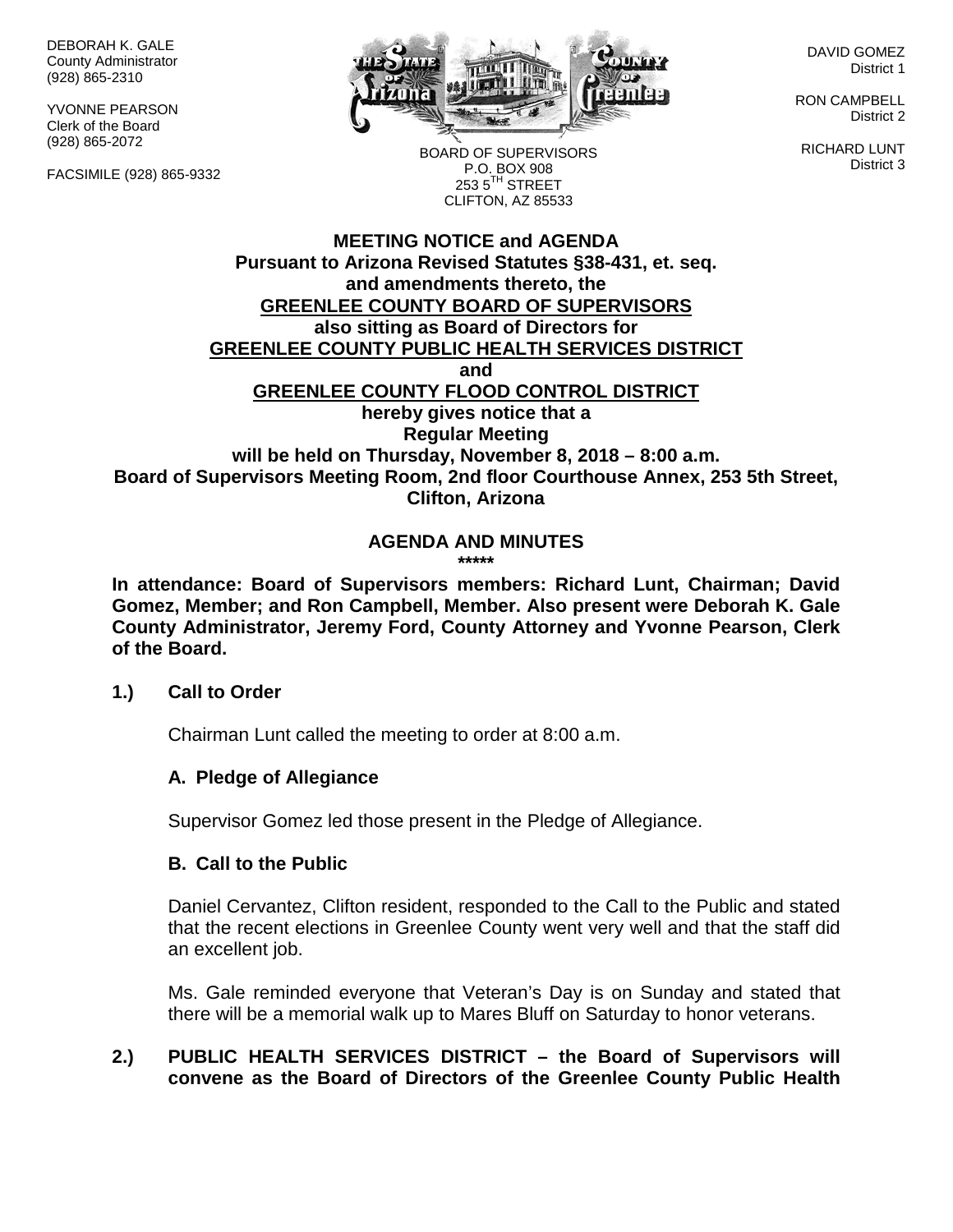DEBORAH K. GALE
County Administrator
(928) 865-2310

YVONNE PEARSON
Clerk of the Board
(928) 865-2072

FACSIMILE (928) 865-9332

BOARD OF SUPERVISORS
P.O. BOX 908
253 5TH STREET
CLIFTON, AZ 85533

DAVID GOMEZ
District 1

RON CAMPBELL
District 2

RICHARD LUNT
District 3

**MEETING NOTICE and AGENDA**
**Pursuant to Arizona Revised Statutes §38-431, et. seq.**
**and amendments thereto, the**
**GREENLEE COUNTY BOARD OF SUPERVISORS**
**also sitting as Board of Directors for**
**GREENLEE COUNTY PUBLIC HEALTH SERVICES DISTRICT**
**and**
**GREENLEE COUNTY FLOOD CONTROL DISTRICT**
**hereby gives notice that a**
**Regular Meeting**
**will be held on Thursday, November 8, 2018 – 8:00 a.m.**
**Board of Supervisors Meeting Room, 2nd floor Courthouse Annex, 253 5th Street, Clifton, Arizona**

## AGENDA AND MINUTES

*****

**In attendance: Board of Supervisors members: Richard Lunt, Chairman; David Gomez, Member; and Ron Campbell, Member. Also present were Deborah K. Gale County Administrator, Jeremy Ford, County Attorney and Yvonne Pearson, Clerk of the Board.**

**1.) Call to Order**

Chairman Lunt called the meeting to order at 8:00 a.m.

**A. Pledge of Allegiance**

Supervisor Gomez led those present in the Pledge of Allegiance.

**B. Call to the Public**

Daniel Cervantez, Clifton resident, responded to the Call to the Public and stated that the recent elections in Greenlee County went very well and that the staff did an excellent job.

Ms. Gale reminded everyone that Veteran's Day is on Sunday and stated that there will be a memorial walk up to Mares Bluff on Saturday to honor veterans.

**2.) PUBLIC HEALTH SERVICES DISTRICT – the Board of Supervisors will convene as the Board of Directors of the Greenlee County Public Health**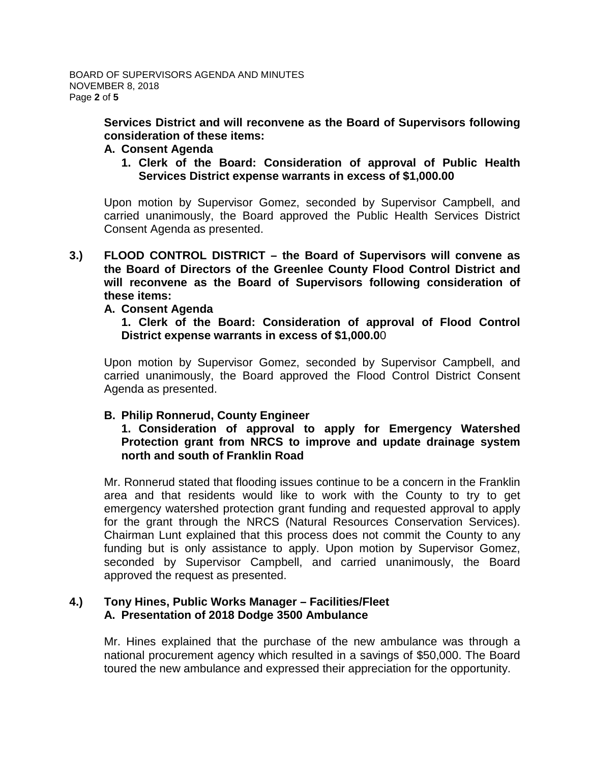**Services District and will reconvene as the Board of Supervisors following consideration of these items:**

**A. Consent Agenda**

**1. Clerk of the Board: Consideration of approval of Public Health Services District expense warrants in excess of $1,000.00**

Upon motion by Supervisor Gomez, seconded by Supervisor Campbell, and carried unanimously, the Board approved the Public Health Services District Consent Agenda as presented.

**3.) FLOOD CONTROL DISTRICT – the Board of Supervisors will convene as the Board of Directors of the Greenlee County Flood Control District and will reconvene as the Board of Supervisors following consideration of these items:**

**A. Consent Agenda**

**1. Clerk of the Board: Consideration of approval of Flood Control District expense warrants in excess of $1,000.0**0

Upon motion by Supervisor Gomez, seconded by Supervisor Campbell, and carried unanimously, the Board approved the Flood Control District Consent Agenda as presented.

**B. Philip Ronnerud, County Engineer**

**1. Consideration of approval to apply for Emergency Watershed Protection grant from NRCS to improve and update drainage system north and south of Franklin Road**

Mr. Ronnerud stated that flooding issues continue to be a concern in the Franklin area and that residents would like to work with the County to try to get emergency watershed protection grant funding and requested approval to apply for the grant through the NRCS (Natural Resources Conservation Services). Chairman Lunt explained that this process does not commit the County to any funding but is only assistance to apply. Upon motion by Supervisor Gomez, seconded by Supervisor Campbell, and carried unanimously, the Board approved the request as presented.

**4.) Tony Hines, Public Works Manager – Facilities/Fleet**

**A. Presentation of 2018 Dodge 3500 Ambulance**

Mr. Hines explained that the purchase of the new ambulance was through a national procurement agency which resulted in a savings of $50,000. The Board toured the new ambulance and expressed their appreciation for the opportunity.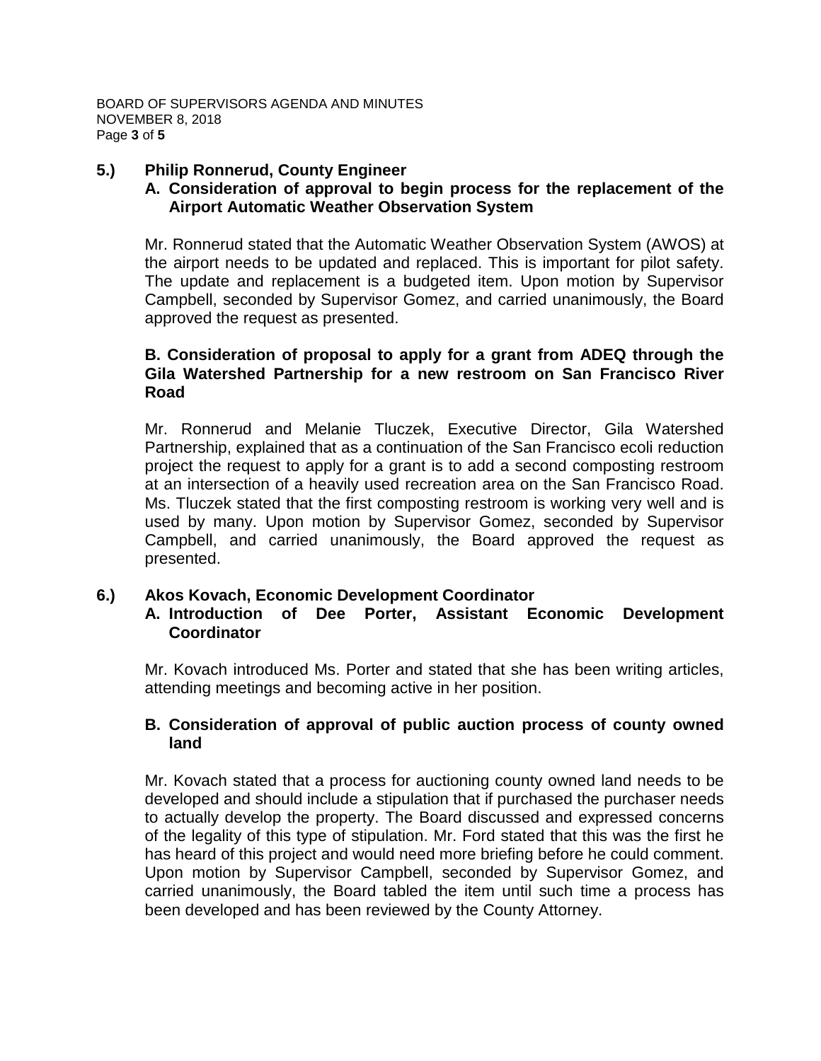**5.) Philip Ronnerud, County Engineer**

**A. Consideration of approval to begin process for the replacement of the Airport Automatic Weather Observation System**

Mr. Ronnerud stated that the Automatic Weather Observation System (AWOS) at the airport needs to be updated and replaced. This is important for pilot safety. The update and replacement is a budgeted item. Upon motion by Supervisor Campbell, seconded by Supervisor Gomez, and carried unanimously, the Board approved the request as presented.

**B. Consideration of proposal to apply for a grant from ADEQ through the Gila Watershed Partnership for a new restroom on San Francisco River Road**

Mr. Ronnerud and Melanie Tluczek, Executive Director, Gila Watershed Partnership, explained that as a continuation of the San Francisco ecoli reduction project the request to apply for a grant is to add a second composting restroom at an intersection of a heavily used recreation area on the San Francisco Road. Ms. Tluczek stated that the first composting restroom is working very well and is used by many. Upon motion by Supervisor Gomez, seconded by Supervisor Campbell, and carried unanimously, the Board approved the request as presented.

**6.) Akos Kovach, Economic Development Coordinator**

**A. Introduction of Dee Porter, Assistant Economic Development Coordinator**

Mr. Kovach introduced Ms. Porter and stated that she has been writing articles, attending meetings and becoming active in her position.

**B. Consideration of approval of public auction process of county owned land**

Mr. Kovach stated that a process for auctioning county owned land needs to be developed and should include a stipulation that if purchased the purchaser needs to actually develop the property. The Board discussed and expressed concerns of the legality of this type of stipulation. Mr. Ford stated that this was the first he has heard of this project and would need more briefing before he could comment. Upon motion by Supervisor Campbell, seconded by Supervisor Gomez, and carried unanimously, the Board tabled the item until such time a process has been developed and has been reviewed by the County Attorney.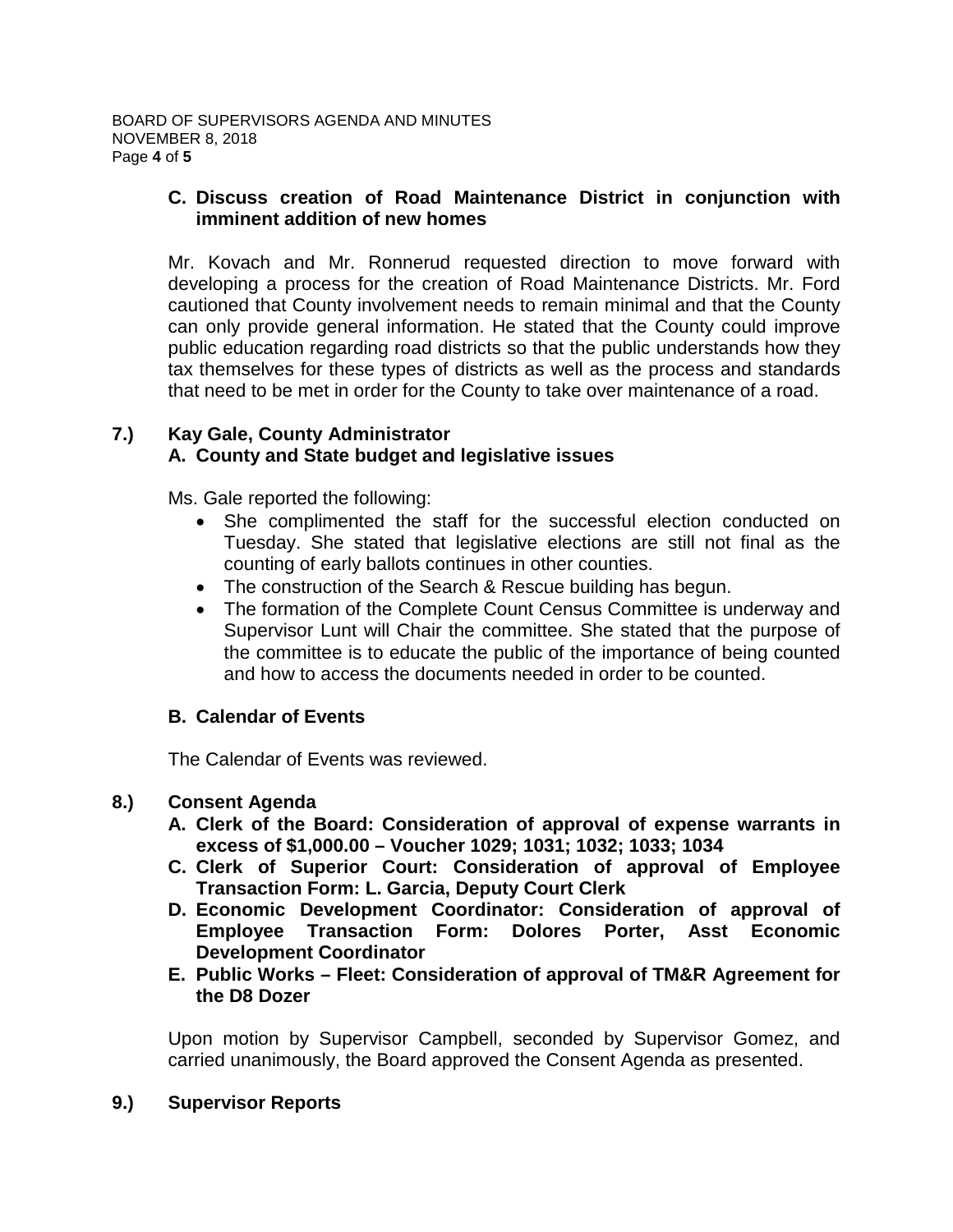**C. Discuss creation of Road Maintenance District in conjunction with imminent addition of new homes**

Mr. Kovach and Mr. Ronnerud requested direction to move forward with developing a process for the creation of Road Maintenance Districts. Mr. Ford cautioned that County involvement needs to remain minimal and that the County can only provide general information. He stated that the County could improve public education regarding road districts so that the public understands how they tax themselves for these types of districts as well as the process and standards that need to be met in order for the County to take over maintenance of a road.

**7.) Kay Gale, County Administrator**

**A. County and State budget and legislative issues**

Ms. Gale reported the following:

- She complimented the staff for the successful election conducted on Tuesday. She stated that legislative elections are still not final as the counting of early ballots continues in other counties.
- The construction of the Search & Rescue building has begun.
- The formation of the Complete Count Census Committee is underway and Supervisor Lunt will Chair the committee. She stated that the purpose of the committee is to educate the public of the importance of being counted and how to access the documents needed in order to be counted.

**B. Calendar of Events**

The Calendar of Events was reviewed.

**8.) Consent Agenda**

**A. Clerk of the Board: Consideration of approval of expense warrants in excess of $1,000.00 – Voucher 1029; 1031; 1032; 1033; 1034**

**C. Clerk of Superior Court: Consideration of approval of Employee Transaction Form: L. Garcia, Deputy Court Clerk**

**D. Economic Development Coordinator: Consideration of approval of Employee Transaction Form: Dolores Porter, Asst Economic Development Coordinator**

**E. Public Works – Fleet: Consideration of approval of TM&R Agreement for the D8 Dozer**

Upon motion by Supervisor Campbell, seconded by Supervisor Gomez, and carried unanimously, the Board approved the Consent Agenda as presented.

**9.) Supervisor Reports**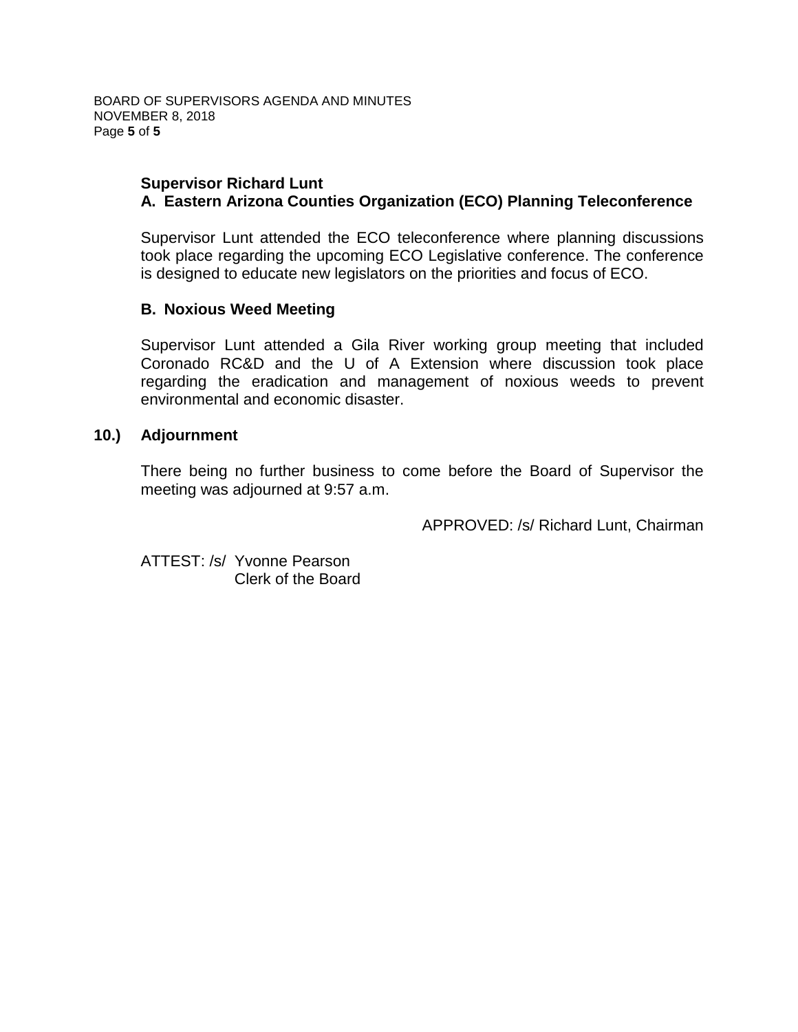**Supervisor Richard Lunt**

**A. Eastern Arizona Counties Organization (ECO) Planning Teleconference**

Supervisor Lunt attended the ECO teleconference where planning discussions took place regarding the upcoming ECO Legislative conference. The conference is designed to educate new legislators on the priorities and focus of ECO.

**B. Noxious Weed Meeting**

Supervisor Lunt attended a Gila River working group meeting that included Coronado RC&D and the U of A Extension where discussion took place regarding the eradication and management of noxious weeds to prevent environmental and economic disaster.

**10.) Adjournment**

There being no further business to come before the Board of Supervisor the meeting was adjourned at 9:57 a.m.

APPROVED: /s/ Richard Lunt, Chairman

ATTEST: /s/ Yvonne Pearson
Clerk of the Board